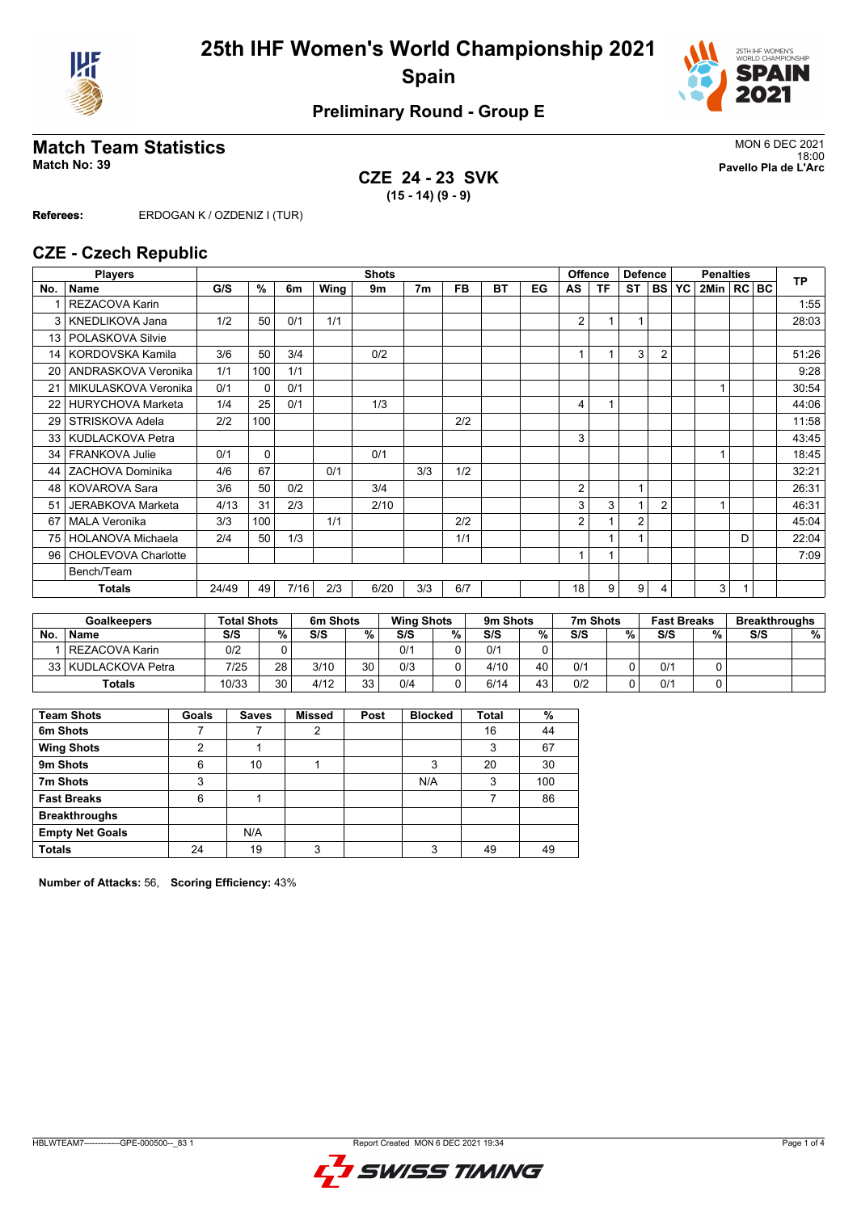# 25th IHF Women's World Championship 2021

## Spain

### Preliminary Round - Group E

## Match Team Statistics

**Match No: 39**

MON 6 DEC 2021
18:00
**Pavello Pla de L'Arc**

**CZE 24 - 23 SVK**
**(15 - 14) (9 - 9)**

**Referees:** ERDOGAN K / OZDENIZ I (TUR)

## CZE - Czech Republic

| Players | | Shots | | | | | | | | | Offence | | Defence | | | Penalties | | | TP |
|---|---|---|---|---|---|---|---|---|---|---|---|---|---|---|---|---|---|---|---|
| No. | Name | G/S | % | 6m | Wing | 9m | 7m | FB | BT | EG | AS | TF | ST | BS | YC | 2Min | RC | BC | |
| 1 | REZACOVA Karin | | | | | | | | | | | | | | | | | | 1:55 |
| 3 | KNEDLIKOVA Jana | 1/2 | 50 | 0/1 | 1/1 | | | | | | 2 | 1 | 1 | | | | | | 28:03 |
| 13 | POLASKOVA Silvie | | | | | | | | | | | | | | | | | | |
| 14 | KORDOVSKA Kamila | 3/6 | 50 | 3/4 | | 0/2 | | | | | 1 | 1 | 3 | 2 | | | | | 51:26 |
| 20 | ANDRASKOVA Veronika | 1/1 | 100 | 1/1 | | | | | | | | | | | | | | | 9:28 |
| 21 | MIKULASKOVA Veronika | 0/1 | 0 | 0/1 | | | | | | | | | | | | 1 | | | 30:54 |
| 22 | HURYCHOVA Marketa | 1/4 | 25 | 0/1 | | 1/3 | | | | | 4 | 1 | | | | | | | 44:06 |
| 29 | STRISKOVA Adela | 2/2 | 100 | | | | | 2/2 | | | | | | | | | | | 11:58 |
| 33 | KUDLACKOVA Petra | | | | | | | | | | 3 | | | | | | | | 43:45 |
| 34 | FRANKOVA Julie | 0/1 | 0 | | | 0/1 | | | | | | | | | | 1 | | | 18:45 |
| 44 | ZACHOVA Dominika | 4/6 | 67 | | 0/1 | | 3/3 | 1/2 | | | | | | | | | | | 32:21 |
| 48 | KOVAROVA Sara | 3/6 | 50 | 0/2 | | 3/4 | | | | | 2 | | 1 | | | | | | 26:31 |
| 51 | JERABKOVA Marketa | 4/13 | 31 | 2/3 | | 2/10 | | | | | 3 | 3 | 1 | 2 | | 1 | | | 46:31 |
| 67 | MALA Veronika | 3/3 | 100 | | 1/1 | | | 2/2 | | | 2 | 1 | 2 | | | | | | 45:04 |
| 75 | HOLANOVA Michaela | 2/4 | 50 | 1/3 | | | | 1/1 | | | | 1 | 1 | | | | D | | 22:04 |
| 96 | CHOLEVOVA Charlotte | | | | | | | | | | 1 | 1 | | | | | | | 7:09 |
| | Bench/Team | | | | | | | | | | | | | | | | | | |
| | **Totals** | 24/49 | 49 | 7/16 | 2/3 | 6/20 | 3/3 | 6/7 | | | 18 | 9 | 9 | 4 | | 3 | 1 | | |

| Goalkeepers | | Total Shots | | 6m Shots | | Wing Shots | | 9m Shots | | 7m Shots | | Fast Breaks | | Breakthroughs | |
|---|---|---|---|---|---|---|---|---|---|---|---|---|---|---|---|
| No. | Name | S/S | % | S/S | % | S/S | % | S/S | % | S/S | % | S/S | % | S/S | % |
| 1 | REZACOVA Karin | 0/2 | 0 | | | 0/1 | 0 | 0/1 | 0 | | | | | | |
| 33 | KUDLACKOVA Petra | 7/25 | 28 | 3/10 | 30 | 0/3 | 0 | 4/10 | 40 | 0/1 | 0 | 0/1 | 0 | | |
| | **Totals** | 10/33 | 30 | 4/12 | 33 | 0/4 | 0 | 6/14 | 43 | 0/2 | 0 | 0/1 | 0 | | |

| Team Shots | Goals | Saves | Missed | Post | Blocked | Total | % |
|---|---|---|---|---|---|---|---|
| **6m Shots** | 7 | 7 | 2 | | | 16 | 44 |
| **Wing Shots** | 2 | 1 | | | | 3 | 67 |
| **9m Shots** | 6 | 10 | 1 | | 3 | 20 | 30 |
| **7m Shots** | 3 | | | | N/A | 3 | 100 |
| **Fast Breaks** | 6 | 1 | | | | 7 | 86 |
| **Breakthroughs** | | | | | | | |
| **Empty Net Goals** | | N/A | | | | | |
| **Totals** | 24 | 19 | 3 | | 3 | 49 | 49 |

**Number of Attacks:** 56, **Scoring Efficiency:** 43%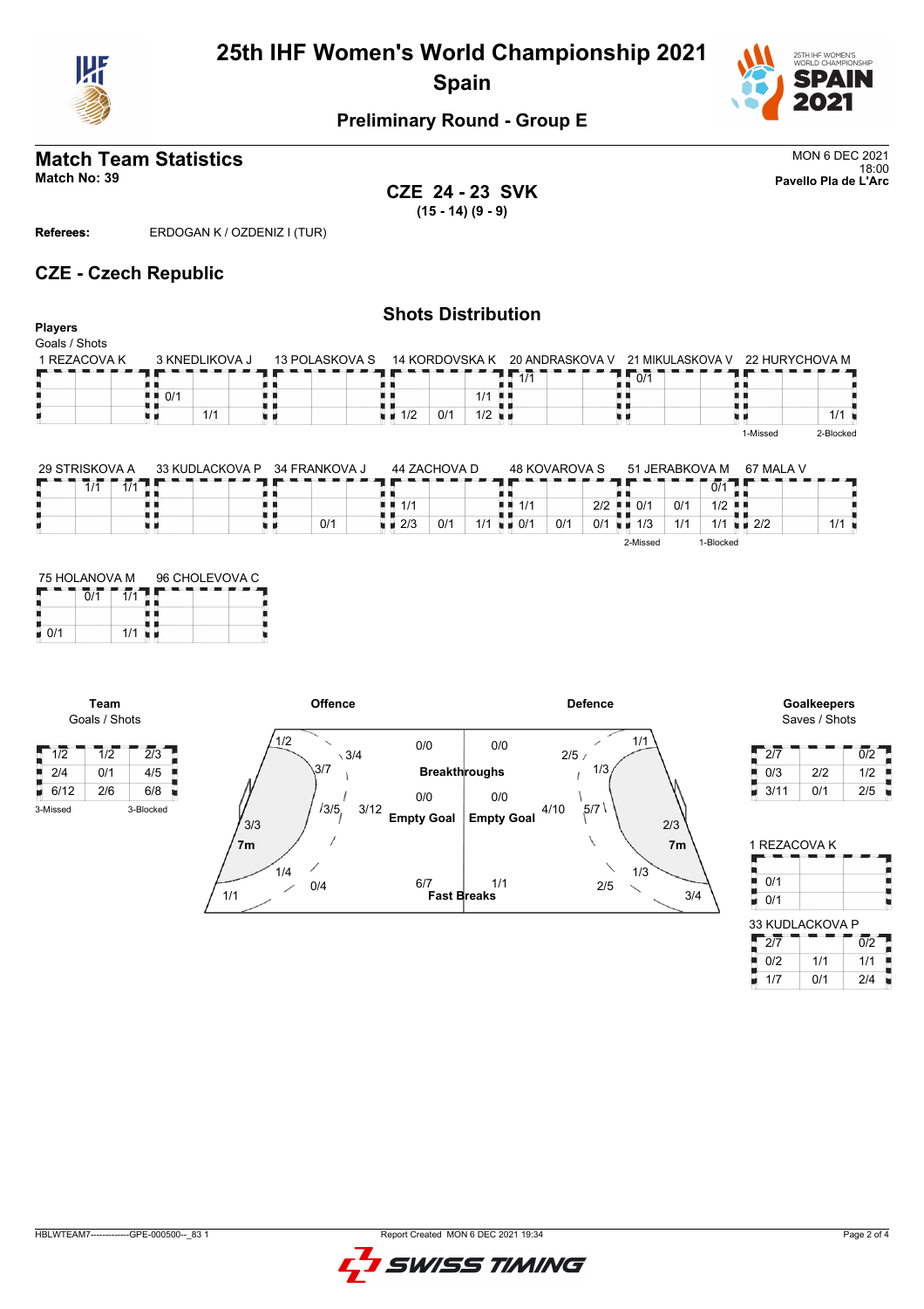# 25th IHF Women's World Championship 2021
## Spain

### Preliminary Round - Group E

## Match Team Statistics
**Match No: 39**

MON 6 DEC 2021
18:00
**Pavello Pla de L'Arc**

**CZE 24 - 23 SVK**
**(15 - 14) (9 - 9)**

**Referees:** ERDOGAN K / OZDENIZ I (TUR)

## CZE - Czech Republic

### Shots Distribution

**Players**
Goals / Shots

**1 REZACOVA K**

| | | |
|---|---|---|
| | | |
| | | |
| | | |

**3 KNEDLIKOVA J**

| | | |
|---|---|---|
| | | |
| 0/1 | | |
| | 1/1 | |

**13 POLASKOVA S**

| | | |
|---|---|---|
| | | |
| | | |
| | | |

**14 KORDOVSKA K**

| | | |
|---|---|---|
| | | |
| | | 1/1 |
| 1/2 | 0/1 | 1/2 |

**20 ANDRASKOVA V**

| | | |
|---|---|---|
| 1/1 | | |
| | | |
| | | |

**21 MIKULASKOVA V**

| | | |
|---|---|---|
| 0/1 | | |
| | | |
| | | |

**22 HURYCHOVA M**

| | | |
|---|---|---|
| | | |
| | | |
| | | 1/1 |

1-Missed, 2-Blocked

**29 STRISKOVA A**

| | | |
|---|---|---|
| | 1/1 | 1/1 |
| | | |
| | | |

**33 KUDLACKOVA P**

| | | |
|---|---|---|
| | | |
| | | |
| | | |

**34 FRANKOVA J**

| | | |
|---|---|---|
| | | |
| | | |
| | | 0/1 |

**44 ZACHOVA D**

| | | |
|---|---|---|
| | | |
| 1/1 | | |
| 2/3 | 0/1 | 1/1 |

**48 KOVAROVA S**

| | | |
|---|---|---|
| | | |
| 1/1 | | 2/2 |
| 0/1 | 0/1 | 0/1 |

**51 JERABKOVA M**

| | | |
|---|---|---|
| | | 0/1 |
| 0/1 | 0/1 | 1/2 |
| 1/3 | 1/1 | 1/1 |

2-Missed, 1-Blocked

**67 MALA V**

| | | |
|---|---|---|
| | | |
| | | |
| 2/2 | | 1/1 |

**75 HOLANOVA M**

| | | |
|---|---|---|
| | 0/1 | 1/1 |
| | | |
| 0/1 | | 1/1 |

**96 CHOLEVOVA C**

| | | |
|---|---|---|
| | | |
| | | |
| | | |

**Team**
Goals / Shots

| | | |
|---|---|---|
| 1/2 | 1/2 | 2/3 |
| 2/4 | 0/1 | 4/5 |
| 6/12 | 2/6 | 6/8 |

3-Missed, 3-Blocked

**Offence**

- Left wing: 1/2
- Left 9m: 3/4
- Left 6m: 3/7
- Centre 6m: 3/5
- Centre 9m: 3/12
- 7m: 3/3
- Right 6m: 1/4
- Right 9m: 0/4
- Right wing: 1/1
- Breakthroughs: 0/0
- Empty Goal: 0/0
- Fast Breaks: 6/7

**Defence**

- Breakthroughs: 0/0
- Empty Goal: 0/0
- Fast Breaks: 1/1
- Wing: 1/1
- 9m: 2/5
- 6m: 1/3
- Centre 9m: 4/10
- Centre 6m: 5/7
- 7m: 2/3
- 6m: 1/3
- 9m: 2/5
- Wing: 3/4

**Goalkeepers**
Saves / Shots

| | | |
|---|---|---|
| 2/7 | | 0/2 |
| 0/3 | 2/2 | 1/2 |
| 3/11 | 0/1 | 2/5 |

**1 REZACOVA K**

| | | |
|---|---|---|
| | | |
| 0/1 | | |
| 0/1 | | |

**33 KUDLACKOVA P**

| | | |
|---|---|---|
| 2/7 | | 0/2 |
| 0/2 | 1/1 | 1/1 |
| 1/7 | 0/1 | 2/4 |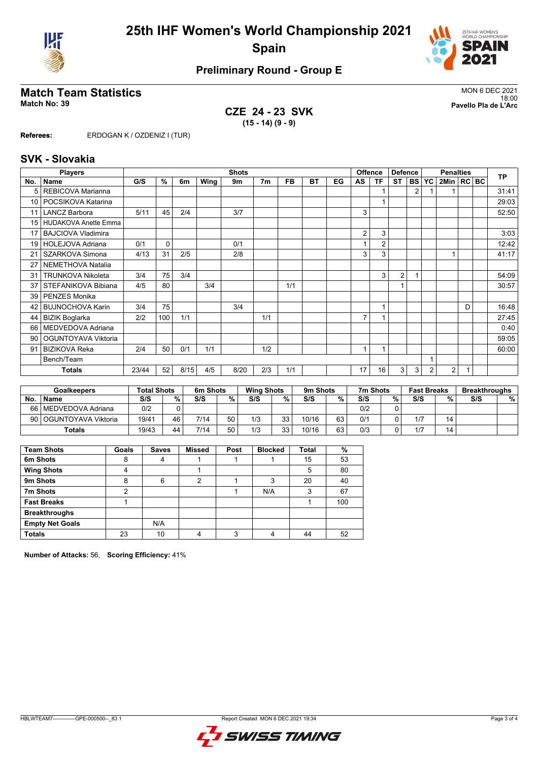# 25th IHF Women's World Championship 2021

**Spain**

## Preliminary Round - Group E

## Match Team Statistics

**Match No: 39**

MON 6 DEC 2021
18:00
**Pavello Pla de L'Arc**

### CZE 24 - 23 SVK

**(15 - 14) (9 - 9)**

**Referees:** ERDOGAN K / OZDENIZ I (TUR)

## SVK - Slovakia

| Players | | Shots | | | | | | | | | Offence | | Defence | | Penalties | | | | | TP |
|---|---|---|---|---|---|---|---|---|---|---|---|---|---|---|---|---|---|---|---|---|
| No. | Name | G/S | % | 6m | Wing | 9m | 7m | FB | BT | EG | AS | TF | ST | BS | YC | 2Min | RC | BC | | |
| 5 | REBICOVA Marianna | | | | | | | | | | | 1 | | 2 | 1 | 1 | | | | 31:41 |
| 10 | POCSIKOVA Katarina | | | | | | | | | | | 1 | | | | | | | | 29:03 |
| 11 | LANCZ Barbora | 5/11 | 45 | 2/4 | | 3/7 | | | | | 3 | | | | | | | | | 52:50 |
| 15 | HUDAKOVA Anette Emma | | | | | | | | | | | | | | | | | | | |
| 17 | BAJCIOVA Vladimira | | | | | | | | | | 2 | 3 | | | | | | | | 3:03 |
| 19 | HOLEJOVA Adriana | 0/1 | 0 | | | 0/1 | | | | | 1 | 2 | | | | | | | | 12:42 |
| 21 | SZARKOVA Simona | 4/13 | 31 | 2/5 | | 2/8 | | | | | 3 | 3 | | | | 1 | | | | 41:17 |
| 27 | NEMETHOVA Natalia | | | | | | | | | | | | | | | | | | | |
| 31 | TRUNKOVA Nikoleta | 3/4 | 75 | 3/4 | | | | | | | | 3 | 2 | 1 | | | | | | 54:09 |
| 37 | STEFANIKOVA Bibiana | 4/5 | 80 | | 3/4 | | | 1/1 | | | | | 1 | | | | | | | 30:57 |
| 39 | PENZES Monika | | | | | | | | | | | | | | | | | | | |
| 42 | BUJNOCHOVA Karin | 3/4 | 75 | | | 3/4 | | | | | | 1 | | | | | D | | | 16:48 |
| 44 | BIZIK Boglarka | 2/2 | 100 | 1/1 | | | 1/1 | | | | 7 | 1 | | | | | | | | 27:45 |
| 66 | MEDVEDOVA Adriana | | | | | | | | | | | | | | | | | | | 0:40 |
| 90 | OGUNTOYAVA Viktoria | | | | | | | | | | | | | | | | | | | 59:05 |
| 91 | BIZIKOVA Reka | 2/4 | 50 | 0/1 | 1/1 | | 1/2 | | | | 1 | 1 | | | | | | | | 60:00 |
| | Bench/Team | | | | | | | | | | | | | | 1 | | | | | |
| | **Totals** | 23/44 | 52 | 8/15 | 4/5 | 8/20 | 2/3 | 1/1 | | | 17 | 16 | 3 | 3 | 2 | 2 | 1 | | | |

| Goalkeepers | | Total Shots | | 6m Shots | | Wing Shots | | 9m Shots | | 7m Shots | | Fast Breaks | | Breakthroughs | |
|---|---|---|---|---|---|---|---|---|---|---|---|---|---|---|---|
| No. | Name | S/S | % | S/S | % | S/S | % | S/S | % | S/S | % | S/S | % | S/S | % |
| 66 | MEDVEDOVA Adriana | 0/2 | 0 | | | | | | | 0/2 | 0 | | | | |
| 90 | OGUNTOYAVA Viktoria | 19/41 | 46 | 7/14 | 50 | 1/3 | 33 | 10/16 | 63 | 0/1 | 0 | 1/7 | 14 | | |
| | **Totals** | 19/43 | 44 | 7/14 | 50 | 1/3 | 33 | 10/16 | 63 | 0/3 | 0 | 1/7 | 14 | | |

| Team Shots | Goals | Saves | Missed | Post | Blocked | Total | % |
|---|---|---|---|---|---|---|---|
| 6m Shots | 8 | 4 | 1 | 1 | 1 | 15 | 53 |
| Wing Shots | 4 | | 1 | | | 5 | 80 |
| 9m Shots | 8 | 6 | 2 | 1 | 3 | 20 | 40 |
| 7m Shots | 2 | | | 1 | N/A | 3 | 67 |
| Fast Breaks | 1 | | | | | 1 | 100 |
| Breakthroughs | | | | | | | |
| Empty Net Goals | | N/A | | | | | |
| **Totals** | 23 | 10 | 4 | 3 | 4 | 44 | 52 |

**Number of Attacks:** 56, **Scoring Efficiency:** 41%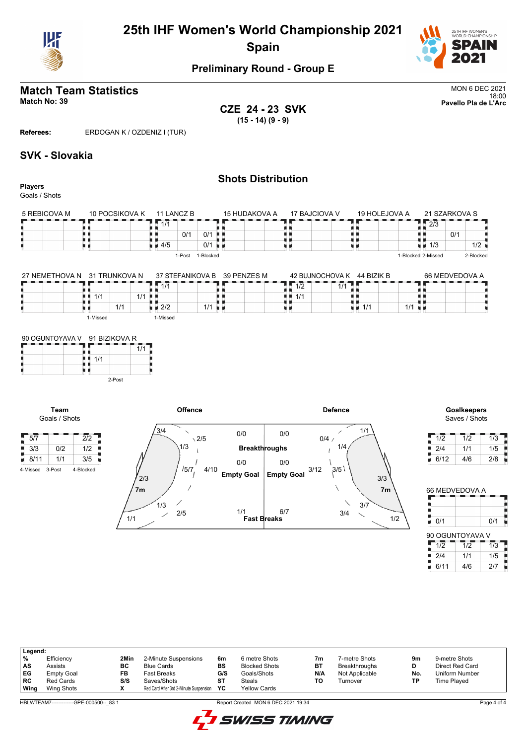# 25th IHF Women's World Championship 2021
## Spain

### Preliminary Round - Group E

## Match Team Statistics

**Match No: 39**

MON 6 DEC 2021
18:00
**Pavello Pla de L'Arc**

**CZE 24 - 23 SVK**
**(15 - 14) (9 - 9)**

**Referees:** ERDOGAN K / OZDENIZ I (TUR)

## SVK - Slovakia

### Shots Distribution

**Players**
Goals / Shots

5 REBICOVA M

10 POCSIKOVA K

11 LANCZ B
1/1
0/1 0/1
4/5 0/1
1-Post 1-Blocked

15 HUDAKOVA A

17 BAJCIOVA V

19 HOLEJOVA A

21 SZARKOVA S
2/3
0/1
1/3 1/2
1-Blocked 2-Missed 2-Blocked

27 NEMETHOVA N
1-Missed

31 TRUNKOVA N
1/1 1/1
1/1

37 STEFANIKOVA B
1/1
2/2 1/1
1-Missed

39 PENZES M

42 BUJNOCHOVA K
1/2 1/1
1/1

44 BIZIK B
1/1 1/1

66 MEDVEDOVA A

90 OGUNTOYAVA V

91 BIZIKOVA R
1/1
1/1
2-Post

**Team**
Goals / Shots

| | | |
|---|---|---|
| 5/7 | | 2/2 |
| 3/3 | 0/2 | 1/2 |
| 8/11 | 1/1 | 3/5 |

4-Missed 3-Post 4-Blocked

**Offence**

3/4
2/5
1/3
2/3
7m
/5/7
4/10
1/3
2/5
1/1

0/0 Breakthroughs 0/0
0/0 Empty Goal Empty Goal 0/0
1/1 Fast Breaks 6/7

**Defence**

0/4
1/1
1/4
3/12
3/5
3/3
7m
3/7
3/4
1/2

**Goalkeepers**
Saves / Shots

| | | |
|---|---|---|
| 1/2 | 1/2 | 1/3 |
| 2/4 | 1/1 | 1/5 |
| 6/12 | 4/6 | 2/8 |

66 MEDVEDOVA A

| | | |
|---|---|---|
| | | |
| | | |
| 0/1 | | 0/1 |

90 OGUNTOYAVA V

| | | |
|---|---|---|
| 1/2 | 1/2 | 1/3 |
| 2/4 | 1/1 | 1/5 |
| 6/11 | 4/6 | 2/7 |

**Legend:**

| | | | | | | | | | |
|---|---|---|---|---|---|---|---|---|---|
| % | Efficiency | 2Min | 2-Minute Suspensions | 6m | 6 metre Shots | 7m | 7-metre Shots | 9m | 9-metre Shots |
| AS | Assists | BC | Blue Cards | BS | Blocked Shots | BT | Breakthroughs | D | Direct Red Card |
| EG | Empty Goal | FB | Fast Breaks | G/S | Goals/Shots | N/A | Not Applicable | No. | Uniform Number |
| RC | Red Cards | S/S | Saves/Shots | ST | Steals | TO | Turnover | TP | Time Played |
| Wing | Wing Shots | X | Red Card After 3rd 2-Minute Suspension | YC | Yellow Cards | | | | |

HBLWTEAM7--------------GPE-000500--_83 1 Report Created MON 6 DEC 2021 19:34